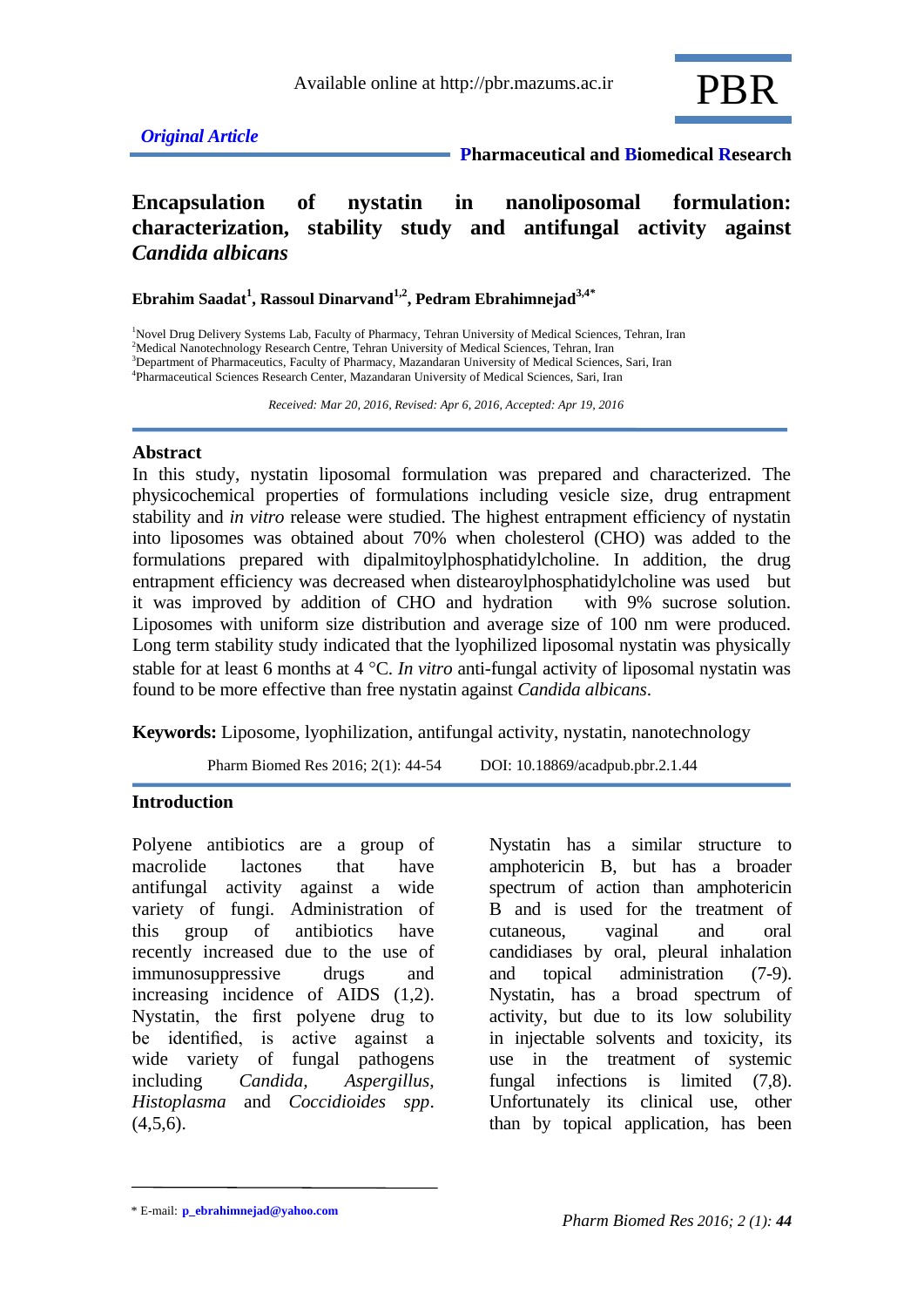*Original Article*

**Pharmaceutical and Biomedical Research**

# Encapsulation of nystatin in nanoliposomal formulation: characterization, stability study and antifungal activity against *Candida albicans*

**Ebrahim Saadat[1], Rassoul Dinarvand[1,2], Pedram Ebrahimnejad[3,4*]**

[1]Novel Drug Delivery Systems Lab, Faculty of Pharmacy, Tehran University of Medical Sciences, Tehran, Iran
[2]Medical Nanotechnology Research Centre, Tehran University of Medical Sciences, Tehran, Iran
[3]Department of Pharmaceutics, Faculty of Pharmacy, Mazandaran University of Medical Sciences, Sari, Iran
[4]Pharmaceutical Sciences Research Center, Mazandaran University of Medical Sciences, Sari, Iran

*Received: Mar 20, 2016, Revised: Apr 6, 2016, Accepted: Apr 19, 2016*

## Abstract

In this study, nystatin liposomal formulation was prepared and characterized. The physicochemical properties of formulations including vesicle size, drug entrapment stability and *in vitro* release were studied. The highest entrapment efficiency of nystatin into liposomes was obtained about 70% when cholesterol (CHO) was added to the formulations prepared with dipalmitoylphosphatidylcholine. In addition, the drug entrapment efficiency was decreased when distearoylphosphatidylcholine was used but it was improved by addition of CHO and hydration with 9% sucrose solution. Liposomes with uniform size distribution and average size of 100 nm were produced. Long term stability study indicated that the lyophilized liposomal nystatin was physically stable for at least 6 months at 4 °C. *In vitro* anti-fungal activity of liposomal nystatin was found to be more effective than free nystatin against *Candida albicans*.

**Keywords:** Liposome, lyophilization, antifungal activity, nystatin, nanotechnology

Pharm Biomed Res 2016; 2(1): 44-54 DOI: 10.18869/acadpub.pbr.2.1.44

## Introduction

Polyene antibiotics are a group of macrolide lactones that have antifungal activity against a wide variety of fungi. Administration of this group of antibiotics have recently increased due to the use of immunosuppressive drugs and increasing incidence of AIDS (1,2). Nystatin, the first polyene drug to be identified, is active against a wide variety of fungal pathogens including *Candida*, *Aspergillus*, *Histoplasma* and *Coccidioides spp*. (4,5,6).

Nystatin has a similar structure to amphotericin B, but has a broader spectrum of action than amphotericin B and is used for the treatment of cutaneous, vaginal and oral candidiases by oral, pleural inhalation and topical administration (7-9). Nystatin, has a broad spectrum of activity, but due to its low solubility in injectable solvents and toxicity, its use in the treatment of systemic fungal infections is limited (7,8). Unfortunately its clinical use, other than by topical application, has been

* E-mail: p_ebrahimnejad@yahoo.com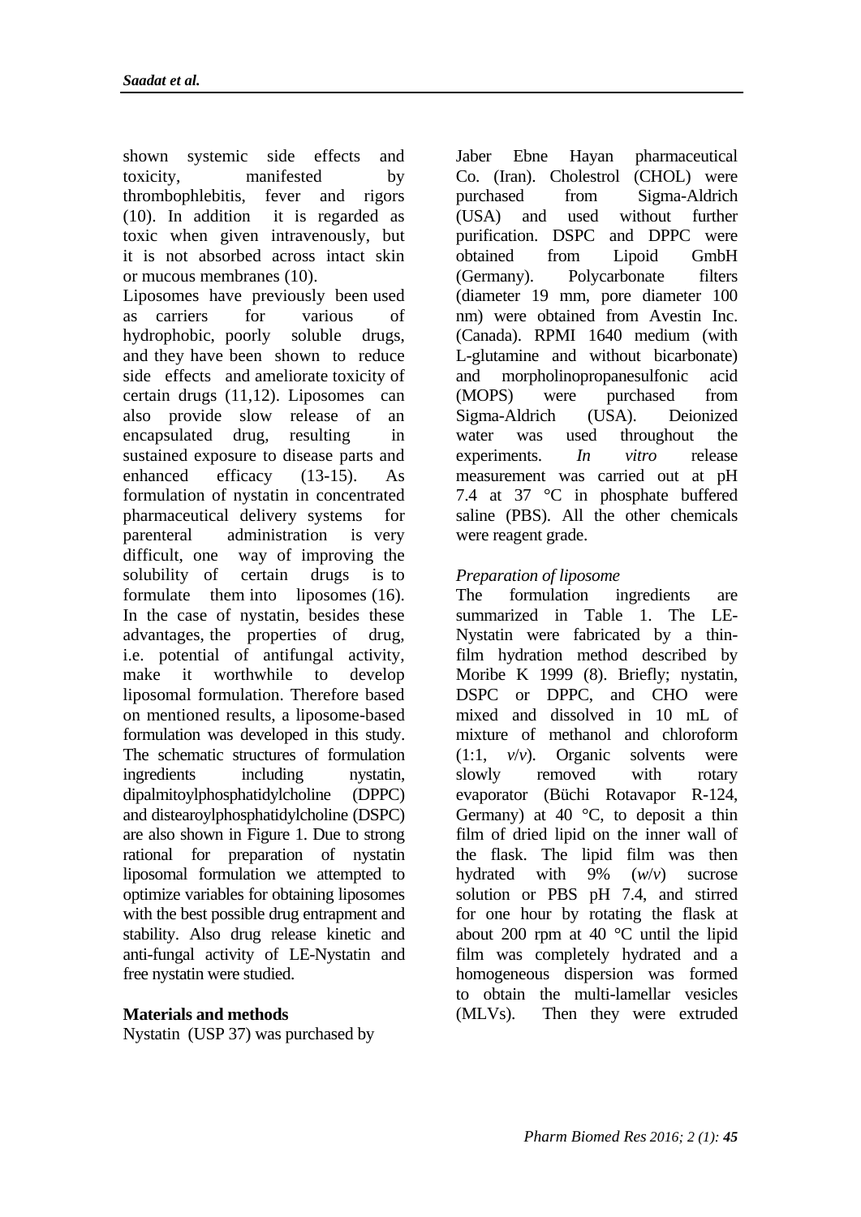shown systemic side effects and toxicity, manifested by thrombophlebitis, fever and rigors (10). In addition it is regarded as toxic when given intravenously, but it is not absorbed across intact skin or mucous membranes (10).

Liposomes have previously been used as carriers for various of hydrophobic, poorly soluble drugs, and they have been shown to reduce side effects and ameliorate toxicity of certain drugs (11,12). Liposomes can also provide slow release of an encapsulated drug, resulting in sustained exposure to disease parts and enhanced efficacy (13-15). As formulation of nystatin in concentrated pharmaceutical delivery systems for parenteral administration is very difficult, one way of improving the solubility of certain drugs is to formulate them into liposomes (16). In the case of nystatin, besides these advantages, the properties of drug, i.e. potential of antifungal activity, make it worthwhile to develop liposomal formulation. Therefore based on mentioned results, a liposome-based formulation was developed in this study. The schematic structures of formulation ingredients including nystatin, dipalmitoylphosphatidylcholine (DPPC) and distearoylphosphatidylcholine (DSPC) are also shown in Figure 1. Due to strong rational for preparation of nystatin liposomal formulation we attempted to optimize variables for obtaining liposomes with the best possible drug entrapment and stability. Also drug release kinetic and anti-fungal activity of LE-Nystatin and free nystatin were studied.

## Materials and methods

Nystatin (USP 37) was purchased by Jaber Ebne Hayan pharmaceutical Co. (Iran). Cholestrol (CHOL) were purchased from Sigma-Aldrich (USA) and used without further purification. DSPC and DPPC were obtained from Lipoid GmbH (Germany). Polycarbonate filters (diameter 19 mm, pore diameter 100 nm) were obtained from Avestin Inc. (Canada). RPMI 1640 medium (with L-glutamine and without bicarbonate) and morpholinopropanesulfonic acid (MOPS) were purchased from Sigma-Aldrich (USA). Deionized water was used throughout the experiments. *In vitro* release measurement was carried out at pH 7.4 at 37 °C in phosphate buffered saline (PBS). All the other chemicals were reagent grade.

### *Preparation of liposome*

The formulation ingredients are summarized in Table 1. The LE-Nystatin were fabricated by a thin-film hydration method described by Moribe K 1999 (8). Briefly; nystatin, DSPC or DPPC, and CHO were mixed and dissolved in 10 mL of mixture of methanol and chloroform (1:1, *v*/*v*). Organic solvents were slowly removed with rotary evaporator (Büchi Rotavapor R-124, Germany) at 40 °C, to deposit a thin film of dried lipid on the inner wall of the flask. The lipid film was then hydrated with 9% (*w*/*v*) sucrose solution or PBS pH 7.4, and stirred for one hour by rotating the flask at about 200 rpm at 40 °C until the lipid film was completely hydrated and a homogeneous dispersion was formed to obtain the multi-lamellar vesicles (MLVs). Then they were extruded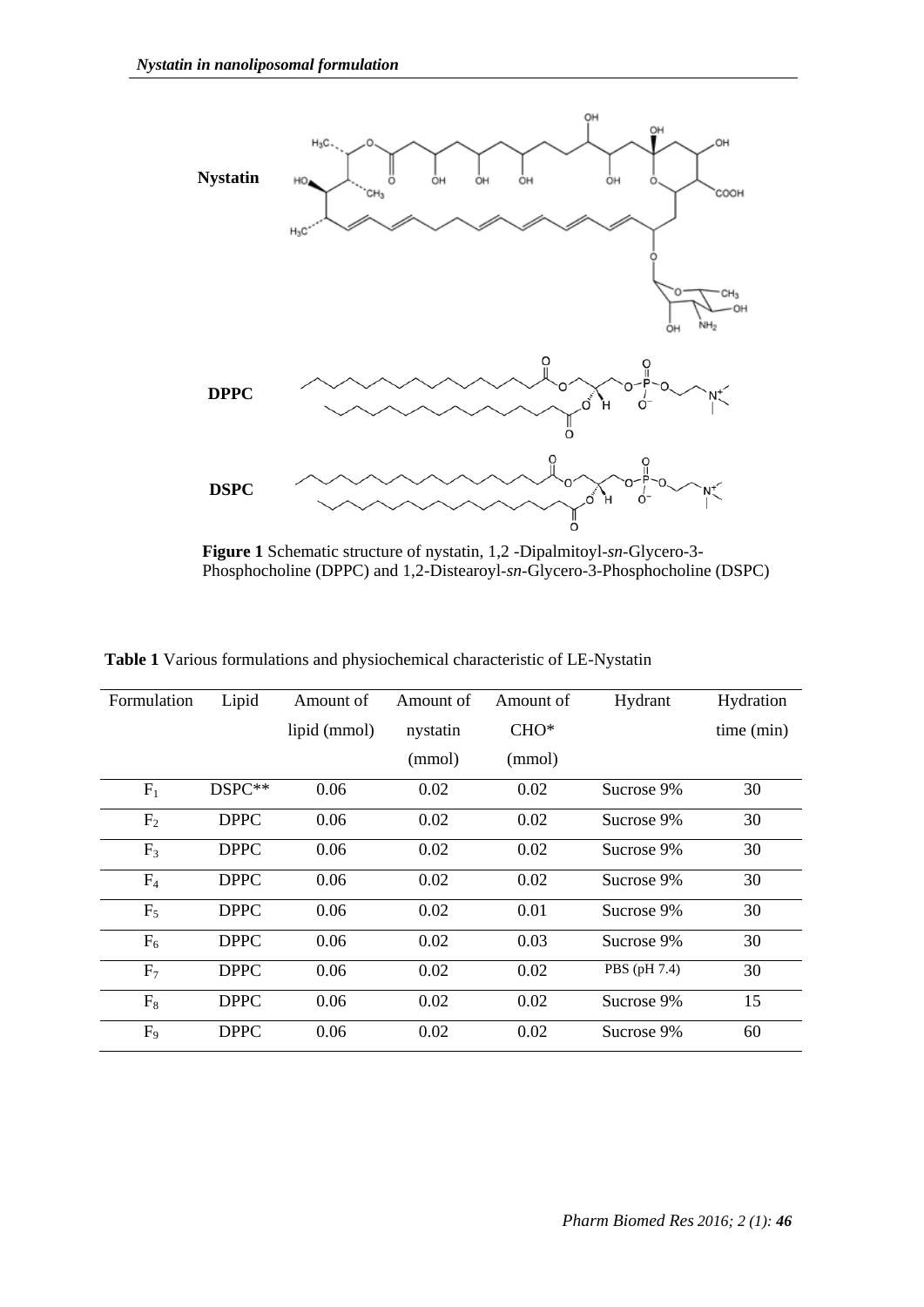**Nystatin**

**DPPC**

**DSPC**

**Figure 1** Schematic structure of nystatin, 1,2 -Dipalmitoyl-*sn*-Glycero-3-Phosphocholine (DPPC) and 1,2-Distearoyl-*sn*-Glycero-3-Phosphocholine (DSPC)

**Table 1** Various formulations and physiochemical characteristic of LE-Nystatin

| Formulation | Lipid | Amount of lipid (mmol) | Amount of nystatin (mmol) | Amount of CHO* (mmol) | Hydrant | Hydration time (min) |
|---|---|---|---|---|---|---|
| $F_1$ | DSPC** | 0.06 | 0.02 | 0.02 | Sucrose 9% | 30 |
| $F_2$ | DPPC | 0.06 | 0.02 | 0.02 | Sucrose 9% | 30 |
| $F_3$ | DPPC | 0.06 | 0.02 | 0.02 | Sucrose 9% | 30 |
| $F_4$ | DPPC | 0.06 | 0.02 | 0.02 | Sucrose 9% | 30 |
| $F_5$ | DPPC | 0.06 | 0.02 | 0.01 | Sucrose 9% | 30 |
| $F_6$ | DPPC | 0.06 | 0.02 | 0.03 | Sucrose 9% | 30 |
| $F_7$ | DPPC | 0.06 | 0.02 | 0.02 | PBS (pH 7.4) | 30 |
| $F_8$ | DPPC | 0.06 | 0.02 | 0.02 | Sucrose 9% | 15 |
| $F_9$ | DPPC | 0.06 | 0.02 | 0.02 | Sucrose 9% | 60 |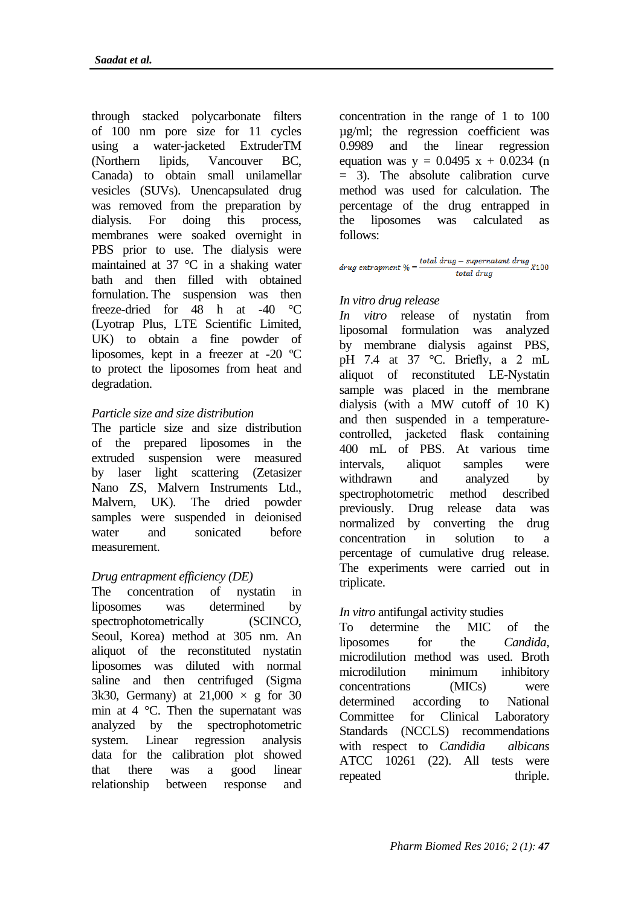through stacked polycarbonate filters of 100 nm pore size for 11 cycles using a water-jacketed ExtruderTM (Northern lipids, Vancouver BC, Canada) to obtain small unilamellar vesicles (SUVs). Unencapsulated drug was removed from the preparation by dialysis. For doing this process, membranes were soaked overnight in PBS prior to use. The dialysis were maintained at 37 °C in a shaking water bath and then filled with obtained fornulation. The suspension was then freeze-dried for 48 h at -40 °C (Lyotrap Plus, LTE Scientific Limited, UK) to obtain a fine powder of liposomes, kept in a freezer at -20 ºC to protect the liposomes from heat and degradation.

*Particle size and size distribution*

The particle size and size distribution of the prepared liposomes in the extruded suspension were measured by laser light scattering (Zetasizer Nano ZS, Malvern Instruments Ltd., Malvern, UK). The dried powder samples were suspended in deionised water and sonicated before measurement.

*Drug entrapment efficiency (DE)*

The concentration of nystatin in liposomes was determined by spectrophotometrically (SCINCO, Seoul, Korea) method at 305 nm. An aliquot of the reconstituted nystatin liposomes was diluted with normal saline and then centrifuged (Sigma 3k30, Germany) at 21,000 × g for 30 min at 4 °C. Then the supernatant was analyzed by the spectrophotometric system. Linear regression analysis data for the calibration plot showed that there was a good linear relationship between response and concentration in the range of 1 to 100 µg/ml; the regression coefficient was 0.9989 and the linear regression equation was y = 0.0495 x + 0.0234 (n = 3). The absolute calibration curve method was used for calculation. The percentage of the drug entrapped in the liposomes was calculated as follows:

$$drug\ entrapment\ \% = \frac{total\ drug - supernatant\ drug}{total\ drug} X100$$

*In vitro drug release*

*In vitro* release of nystatin from liposomal formulation was analyzed by membrane dialysis against PBS, pH 7.4 at 37 °C. Briefly, a 2 mL aliquot of reconstituted LE-Nystatin sample was placed in the membrane dialysis (with a MW cutoff of 10 K) and then suspended in a temperature-controlled, jacketed flask containing 400 mL of PBS. At various time intervals, aliquot samples were withdrawn and analyzed by spectrophotometric method described previously. Drug release data was normalized by converting the drug concentration in solution to a percentage of cumulative drug release. The experiments were carried out in triplicate.

*In vitro* antifungal activity studies

To determine the MIC of the liposomes for the *Candida*, microdilution method was used. Broth microdilution minimum inhibitory concentrations (MICs) were determined according to National Committee for Clinical Laboratory Standards (NCCLS) recommendations with respect to *Candidia albicans* ATCC 10261 (22). All tests were repeated thriple.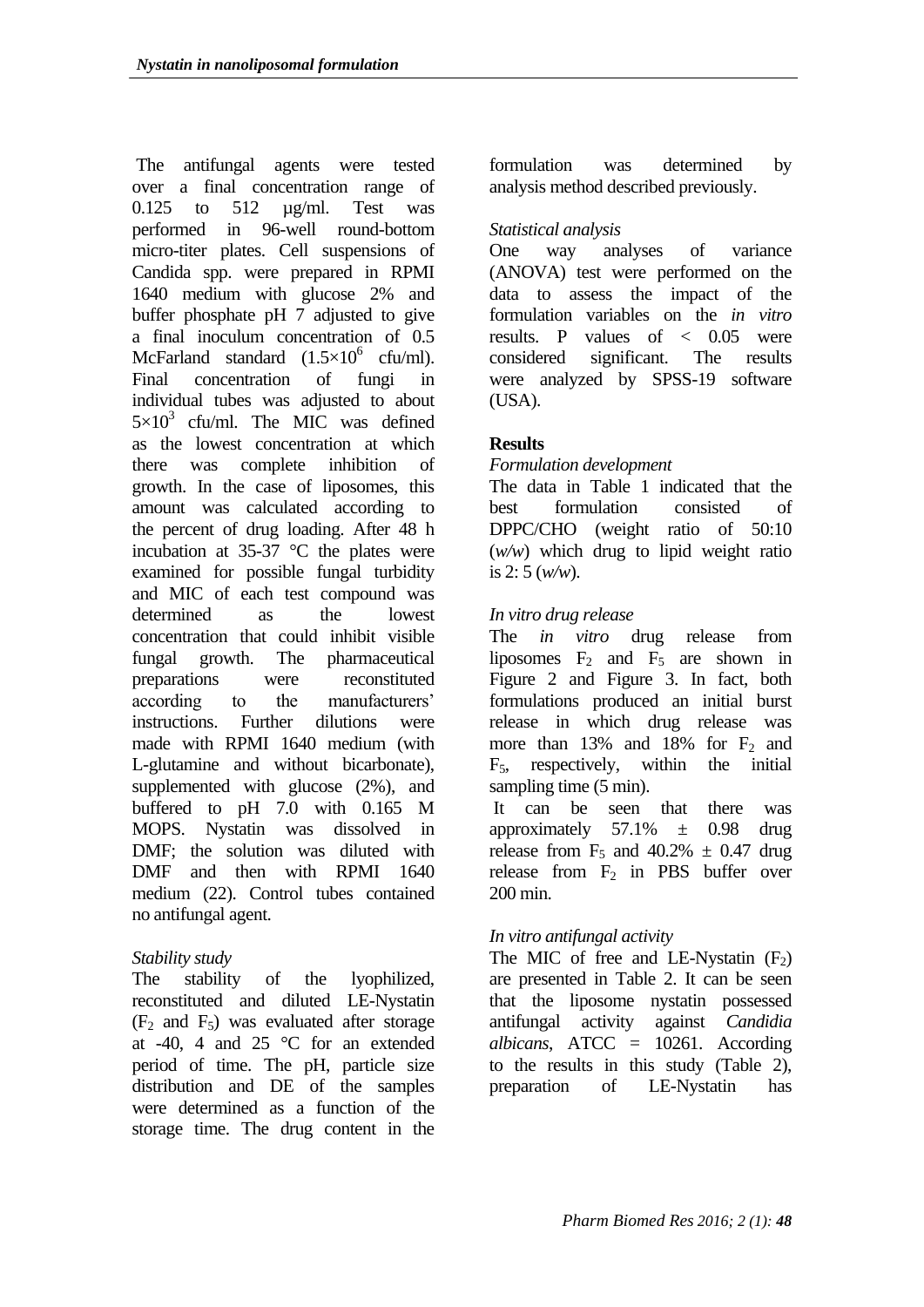The antifungal agents were tested over a final concentration range of 0.125 to 512 µg/ml. Test was performed in 96-well round-bottom micro-titer plates. Cell suspensions of Candida spp. were prepared in RPMI 1640 medium with glucose 2% and buffer phosphate pH 7 adjusted to give a final inoculum concentration of 0.5 McFarland standard ($1.5\times10^6$ cfu/ml). Final concentration of fungi in individual tubes was adjusted to about $5\times10^3$ cfu/ml. The MIC was defined as the lowest concentration at which there was complete inhibition of growth. In the case of liposomes, this amount was calculated according to the percent of drug loading. After 48 h incubation at 35-37 °C the plates were examined for possible fungal turbidity and MIC of each test compound was determined as the lowest concentration that could inhibit visible fungal growth. The pharmaceutical preparations were reconstituted according to the manufacturers' instructions. Further dilutions were made with RPMI 1640 medium (with L-glutamine and without bicarbonate), supplemented with glucose (2%), and buffered to pH 7.0 with 0.165 M MOPS. Nystatin was dissolved in DMF; the solution was diluted with DMF and then with RPMI 1640 medium (22). Control tubes contained no antifungal agent.

*Stability study*

The stability of the lyophilized, reconstituted and diluted LE-Nystatin ($F_2$ and $F_5$) was evaluated after storage at -40, 4 and 25 °C for an extended period of time. The pH, particle size distribution and DE of the samples were determined as a function of the storage time. The drug content in the formulation was determined by analysis method described previously.

*Statistical analysis*

One way analyses of variance (ANOVA) test were performed on the data to assess the impact of the formulation variables on the *in vitro* results. P values of < 0.05 were considered significant. The results were analyzed by SPSS-19 software (USA).

## Results

*Formulation development*

The data in Table 1 indicated that the best formulation consisted of DPPC/CHO (weight ratio of 50:10 (*w/w*) which drug to lipid weight ratio is 2: 5 (*w/w*).

*In vitro drug release*

The *in vitro* drug release from liposomes $F_2$ and $F_5$ are shown in Figure 2 and Figure 3. In fact, both formulations produced an initial burst release in which drug release was more than 13% and 18% for $F_2$ and $F_5$, respectively, within the initial sampling time (5 min).

It can be seen that there was approximately 57.1% ± 0.98 drug release from $F_5$ and 40.2% ± 0.47 drug release from $F_2$ in PBS buffer over 200 min.

*In vitro antifungal activity*

The MIC of free and LE-Nystatin ($F_2$) are presented in Table 2. It can be seen that the liposome nystatin possessed antifungal activity against *Candidia albicans*, ATCC = 10261. According to the results in this study (Table 2), preparation of LE-Nystatin has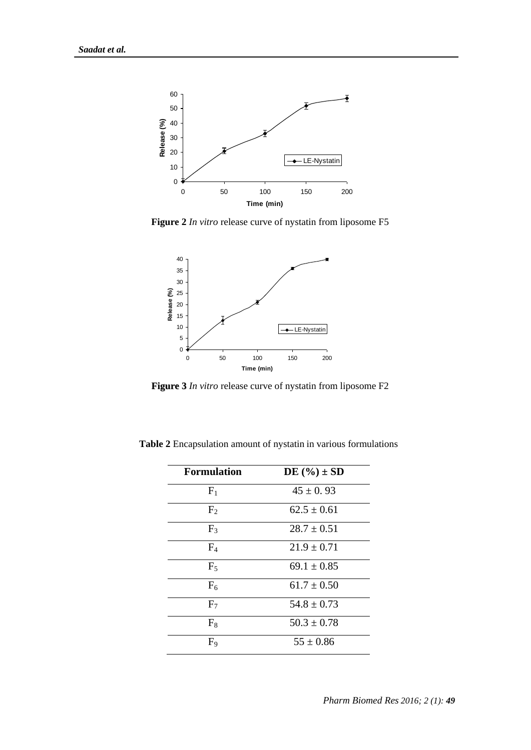**Figure 2** *In vitro* release curve of nystatin from liposome F5

**Figure 3** *In vitro* release curve of nystatin from liposome F2

**Table 2** Encapsulation amount of nystatin in various formulations

| Formulation | DE (%) ± SD |
|---|---|
| $F_1$ | 45 ± 0. 93 |
| $F_2$ | 62.5 ± 0.61 |
| $F_3$ | 28.7 ± 0.51 |
| $F_4$ | 21.9 ± 0.71 |
| $F_5$ | 69.1 ± 0.85 |
| $F_6$ | 61.7 ± 0.50 |
| $F_7$ | 54.8 ± 0.73 |
| $F_8$ | 50.3 ± 0.78 |
| $F_9$ | 55 ± 0.86 |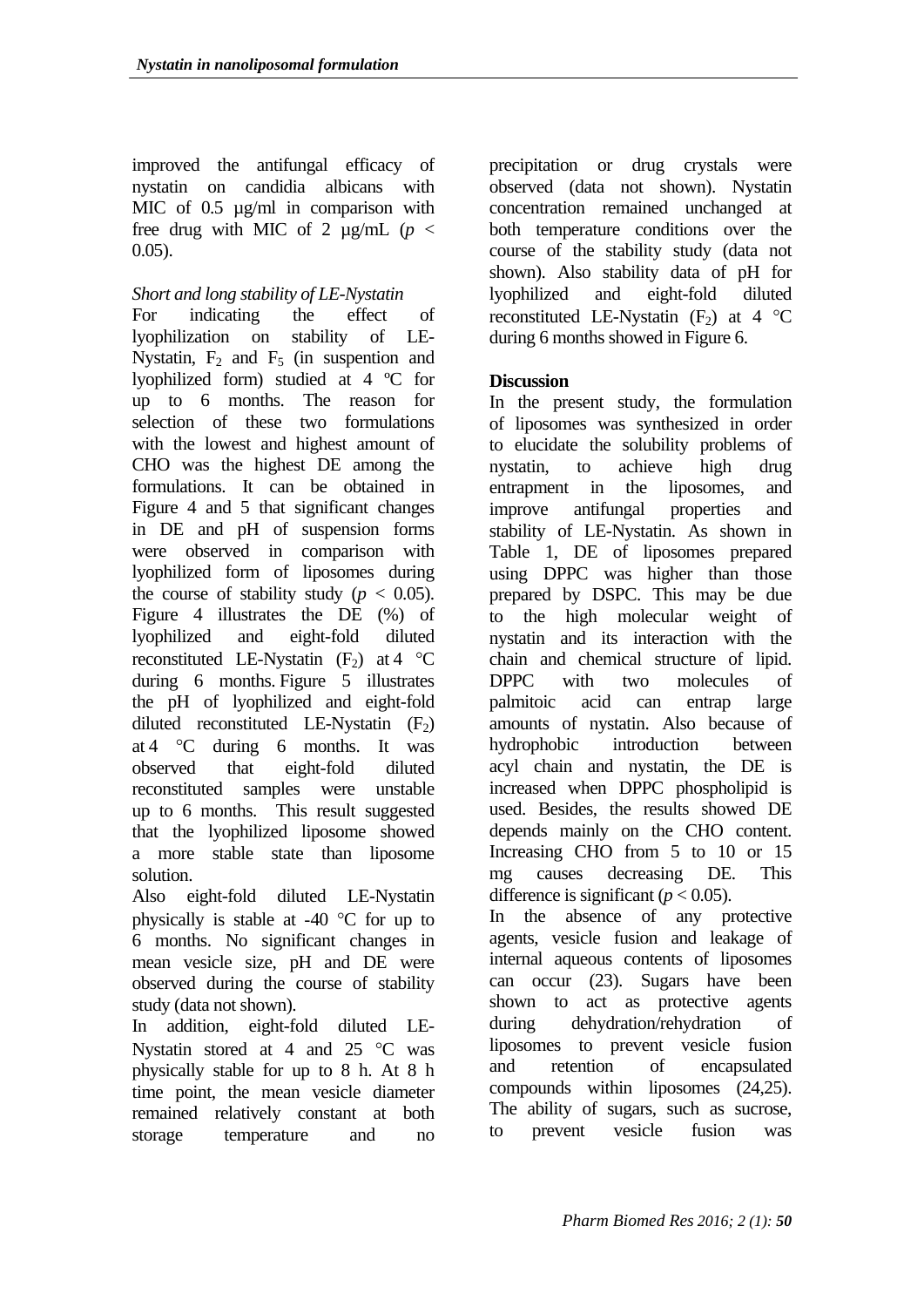improved the antifungal efficacy of nystatin on candidia albicans with MIC of 0.5 µg/ml in comparison with free drug with MIC of 2 µg/mL ($p < 0.05$).

*Short and long stability of LE-Nystatin*

For indicating the effect of lyophilization on stability of LE-Nystatin, $F_2$ and $F_5$ (in suspention and lyophilized form) studied at 4 ºC for up to 6 months. The reason for selection of these two formulations with the lowest and highest amount of CHO was the highest DE among the formulations. It can be obtained in Figure 4 and 5 that significant changes in DE and pH of suspension forms were observed in comparison with lyophilized form of liposomes during the course of stability study ($p < 0.05$). Figure 4 illustrates the DE (%) of lyophilized and eight-fold diluted reconstituted LE-Nystatin ($F_2$) at 4 °C during 6 months. Figure 5 illustrates the pH of lyophilized and eight-fold diluted reconstituted LE-Nystatin ($F_2$) at 4 °C during 6 months. It was observed that eight-fold diluted reconstituted samples were unstable up to 6 months. This result suggested that the lyophilized liposome showed a more stable state than liposome solution.

Also eight-fold diluted LE-Nystatin physically is stable at -40 °C for up to 6 months. No significant changes in mean vesicle size, pH and DE were observed during the course of stability study (data not shown).

In addition, eight-fold diluted LE-Nystatin stored at 4 and 25 °C was physically stable for up to 8 h. At 8 h time point, the mean vesicle diameter remained relatively constant at both storage temperature and no precipitation or drug crystals were observed (data not shown). Nystatin concentration remained unchanged at both temperature conditions over the course of the stability study (data not shown). Also stability data of pH for lyophilized and eight-fold diluted reconstituted LE-Nystatin ($F_2$) at 4 °C during 6 months showed in Figure 6.

## Discussion

In the present study, the formulation of liposomes was synthesized in order to elucidate the solubility problems of nystatin, to achieve high drug entrapment in the liposomes, and improve antifungal properties and stability of LE-Nystatin. As shown in Table 1, DE of liposomes prepared using DPPC was higher than those prepared by DSPC. This may be due to the high molecular weight of nystatin and its interaction with the chain and chemical structure of lipid. DPPC with two molecules of palmitoic acid can entrap large amounts of nystatin. Also because of hydrophobic introduction between acyl chain and nystatin, the DE is increased when DPPC phospholipid is used. Besides, the results showed DE depends mainly on the CHO content. Increasing CHO from 5 to 10 or 15 mg causes decreasing DE. This difference is significant ($p < 0.05$).

In the absence of any protective agents, vesicle fusion and leakage of internal aqueous contents of liposomes can occur (23). Sugars have been shown to act as protective agents during dehydration/rehydration of liposomes to prevent vesicle fusion and retention of encapsulated compounds within liposomes (24,25). The ability of sugars, such as sucrose, to prevent vesicle fusion was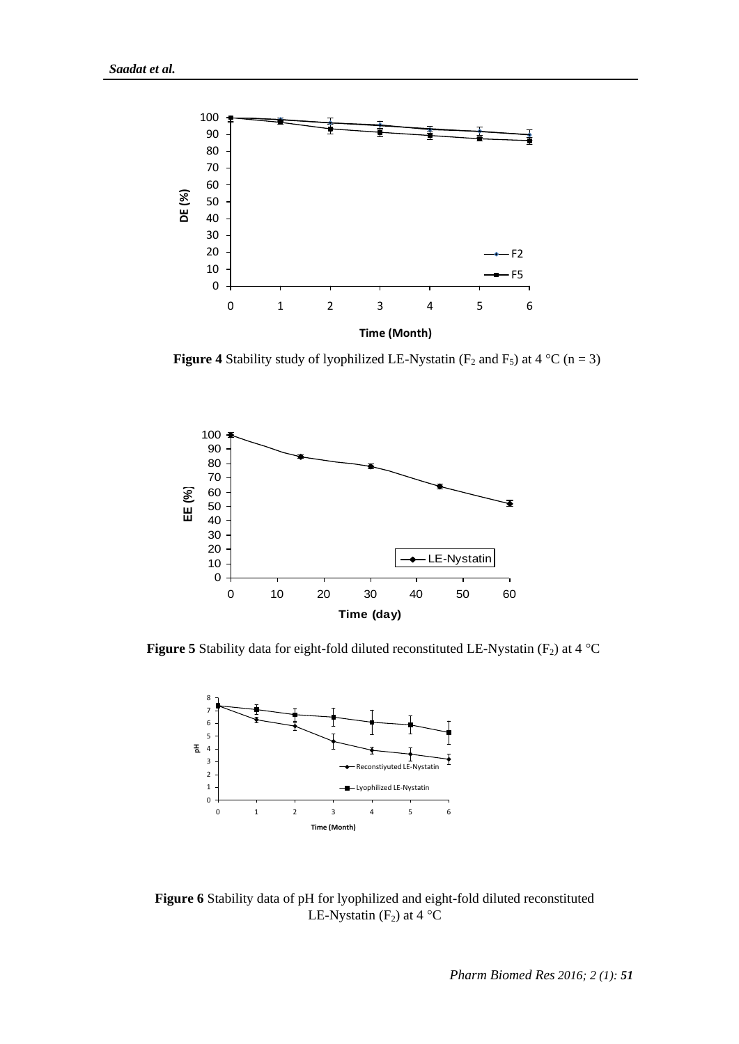**Figure 4** Stability study of lyophilized LE-Nystatin ($F_2$ and $F_5$) at 4 °C (n = 3)

**Figure 5** Stability data for eight-fold diluted reconstituted LE-Nystatin ($F_2$) at 4 °C

**Figure 6** Stability data of pH for lyophilized and eight-fold diluted reconstituted LE-Nystatin ($F_2$) at 4 °C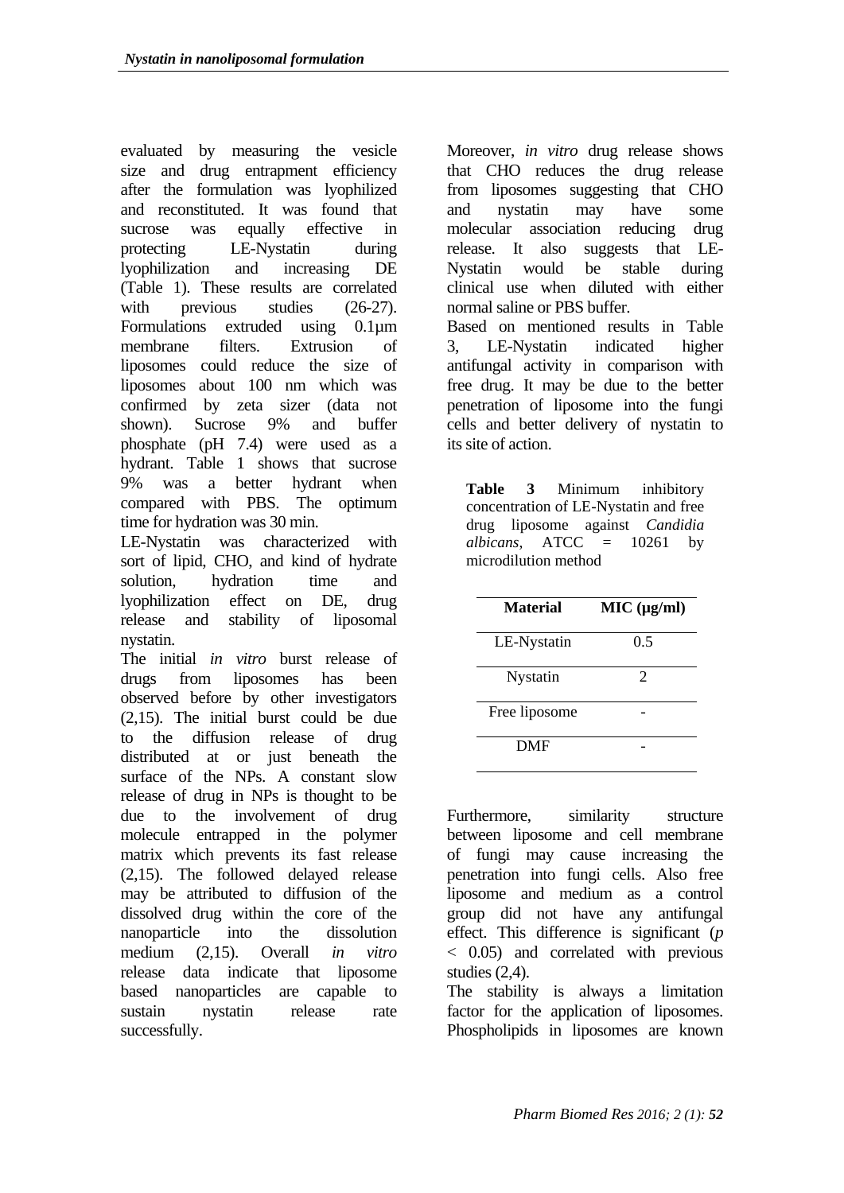evaluated by measuring the vesicle size and drug entrapment efficiency after the formulation was lyophilized and reconstituted. It was found that sucrose was equally effective in protecting LE-Nystatin during lyophilization and increasing DE (Table 1). These results are correlated with previous studies (26-27). Formulations extruded using 0.1µm membrane filters. Extrusion of liposomes could reduce the size of liposomes about 100 nm which was confirmed by zeta sizer (data not shown). Sucrose 9% and buffer phosphate (pH 7.4) were used as a hydrant. Table 1 shows that sucrose 9% was a better hydrant when compared with PBS. The optimum time for hydration was 30 min.

LE-Nystatin was characterized with sort of lipid, CHO, and kind of hydrate solution, hydration time and lyophilization effect on DE, drug release and stability of liposomal nystatin.

The initial *in vitro* burst release of drugs from liposomes has been observed before by other investigators (2,15). The initial burst could be due to the diffusion release of drug distributed at or just beneath the surface of the NPs. A constant slow release of drug in NPs is thought to be due to the involvement of drug molecule entrapped in the polymer matrix which prevents its fast release (2,15). The followed delayed release may be attributed to diffusion of the dissolved drug within the core of the nanoparticle into the dissolution medium (2,15). Overall *in vitro* release data indicate that liposome based nanoparticles are capable to sustain nystatin release rate successfully.

Moreover, *in vitro* drug release shows that CHO reduces the drug release from liposomes suggesting that CHO and nystatin may have some molecular association reducing drug release. It also suggests that LE-Nystatin would be stable during clinical use when diluted with either normal saline or PBS buffer.

Based on mentioned results in Table 3, LE-Nystatin indicated higher antifungal activity in comparison with free drug. It may be due to the better penetration of liposome into the fungi cells and better delivery of nystatin to its site of action.

**Table 3** Minimum inhibitory concentration of LE-Nystatin and free drug liposome against *Candidia albicans*, ATCC = 10261 by microdilution method

| Material | MIC (µg/ml) |
|---|---|
| LE-Nystatin | 0.5 |
| Nystatin | 2 |
| Free liposome | - |
| DMF | - |

Furthermore, similarity structure between liposome and cell membrane of fungi may cause increasing the penetration into fungi cells. Also free liposome and medium as a control group did not have any antifungal effect. This difference is significant ($p < 0.05$) and correlated with previous studies (2,4).

The stability is always a limitation factor for the application of liposomes. Phospholipids in liposomes are known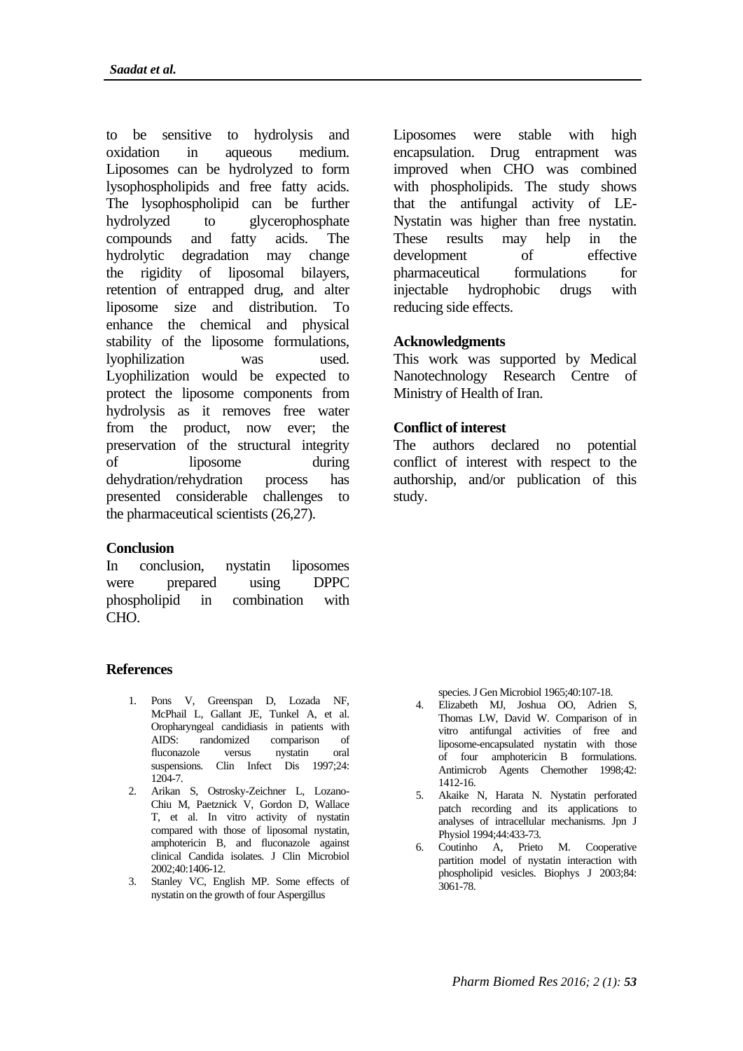to be sensitive to hydrolysis and oxidation in aqueous medium. Liposomes can be hydrolyzed to form lysophospholipids and free fatty acids. The lysophospholipid can be further hydrolyzed to glycerophosphate compounds and fatty acids. The hydrolytic degradation may change the rigidity of liposomal bilayers, retention of entrapped drug, and alter liposome size and distribution. To enhance the chemical and physical stability of the liposome formulations, lyophilization was used. Lyophilization would be expected to protect the liposome components from hydrolysis as it removes free water from the product, now ever; the preservation of the structural integrity of liposome during dehydration/rehydration process has presented considerable challenges to the pharmaceutical scientists (26,27).

## Conclusion

In conclusion, nystatin liposomes were prepared using DPPC phospholipid in combination with CHO. Liposomes were stable with high encapsulation. Drug entrapment was improved when CHO was combined with phospholipids. The study shows that the antifungal activity of LE-Nystatin was higher than free nystatin. These results may help in the development of effective pharmaceutical formulations for injectable hydrophobic drugs with reducing side effects.

## Acknowledgments

This work was supported by Medical Nanotechnology Research Centre of Ministry of Health of Iran.

## Conflict of interest

The authors declared no potential conflict of interest with respect to the authorship, and/or publication of this study.

## References

1. Pons V, Greenspan D, Lozada NF, McPhail L, Gallant JE, Tunkel A, et al. Oropharyngeal candidiasis in patients with AIDS: randomized comparison of fluconazole versus nystatin oral suspensions. Clin Infect Dis 1997;24: 1204-7.
2. Arikan S, Ostrosky-Zeichner L, Lozano-Chiu M, Paetznick V, Gordon D, Wallace T, et al. In vitro activity of nystatin compared with those of liposomal nystatin, amphotericin B, and fluconazole against clinical Candida isolates. J Clin Microbiol 2002;40:1406-12.
3. Stanley VC, English MP. Some effects of nystatin on the growth of four Aspergillus species. J Gen Microbiol 1965;40:107-18.
4. Elizabeth MJ, Joshua OO, Adrien S, Thomas LW, David W. Comparison of in vitro antifungal activities of free and liposome-encapsulated nystatin with those of four amphotericin B formulations. Antimicrob Agents Chemother 1998;42: 1412-16.
5. Akaike N, Harata N. Nystatin perforated patch recording and its applications to analyses of intracellular mechanisms. Jpn J Physiol 1994;44:433-73.
6. Coutinho A, Prieto M. Cooperative partition model of nystatin interaction with phospholipid vesicles. Biophys J 2003;84: 3061-78.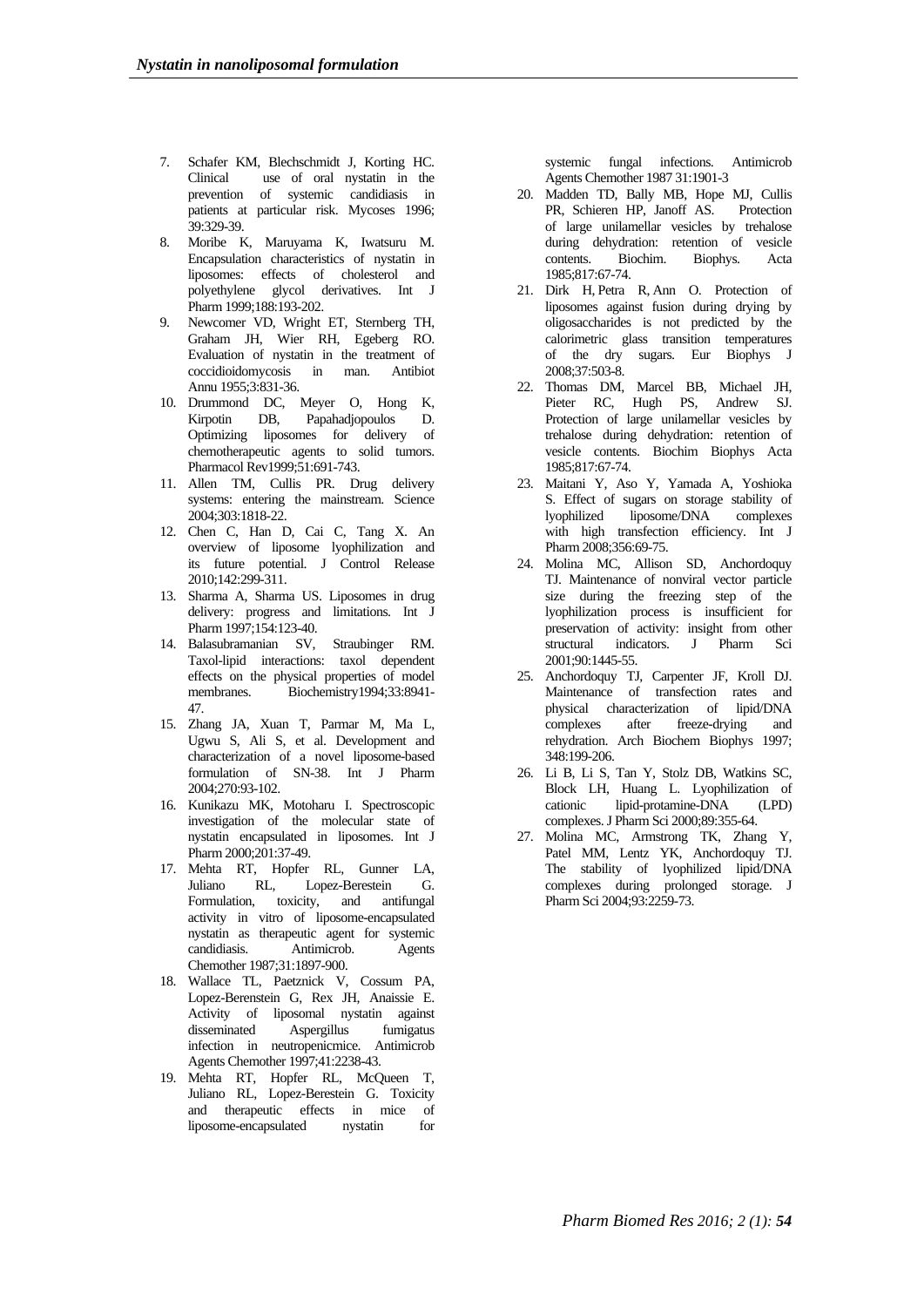7. Schafer KM, Blechschmidt J, Korting HC. Clinical use of oral nystatin in the prevention of systemic candidiasis in patients at particular risk. Mycoses 1996; 39:329-39.
8. Moribe K, Maruyama K, Iwatsuru M. Encapsulation characteristics of nystatin in liposomes: effects of cholesterol and polyethylene glycol derivatives. Int J Pharm 1999;188:193-202.
9. Newcomer VD, Wright ET, Sternberg TH, Graham JH, Wier RH, Egeberg RO. Evaluation of nystatin in the treatment of coccidioidomycosis in man. Antibiot Annu 1955;3:831-36.
10. Drummond DC, Meyer O, Hong K, Kirpotin DB, Papahadjopoulos D. Optimizing liposomes for delivery of chemotherapeutic agents to solid tumors. Pharmacol Rev1999;51:691-743.
11. Allen TM, Cullis PR. Drug delivery systems: entering the mainstream. Science 2004;303:1818-22.
12. Chen C, Han D, Cai C, Tang X. An overview of liposome lyophilization and its future potential. J Control Release 2010;142:299-311.
13. Sharma A, Sharma US. Liposomes in drug delivery: progress and limitations. Int J Pharm 1997;154:123-40.
14. Balasubramanian SV, Straubinger RM. Taxol-lipid interactions: taxol dependent effects on the physical properties of model membranes. Biochemistry1994;33:8941-47.
15. Zhang JA, Xuan T, Parmar M, Ma L, Ugwu S, Ali S, et al. Development and characterization of a novel liposome-based formulation of SN-38. Int J Pharm 2004;270:93-102.
16. Kunikazu MK, Motoharu I. Spectroscopic investigation of the molecular state of nystatin encapsulated in liposomes. Int J Pharm 2000;201:37-49.
17. Mehta RT, Hopfer RL, Gunner LA, Juliano RL, Lopez-Berestein G. Formulation, toxicity, and antifungal activity in vitro of liposome-encapsulated nystatin as therapeutic agent for systemic candidiasis. Antimicrob. Agents Chemother 1987;31:1897-900.
18. Wallace TL, Paetznick V, Cossum PA, Lopez-Berestein G, Rex JH, Anaissie E. Activity of liposomal nystatin against disseminated Aspergillus fumigatus infection in neutropenicmice. Antimicrob Agents Chemother 1997;41:2238-43.
19. Mehta RT, Hopfer RL, McQueen T, Juliano RL, Lopez-Berestein G. Toxicity and therapeutic effects in mice of liposome-encapsulated nystatin for systemic fungal infections. Antimicrob Agents Chemother 1987 31:1901-3
20. Madden TD, Bally MB, Hope MJ, Cullis PR, Schieren HP, Janoff AS. Protection of large unilamellar vesicles by trehalose during dehydration: retention of vesicle contents. Biochim. Biophys. Acta 1985;817:67-74.
21. Dirk H, Petra R, Ann O. Protection of liposomes against fusion during drying by oligosaccharides is not predicted by the calorimetric glass transition temperatures of the dry sugars. Eur Biophys J 2008;37:503-8.
22. Thomas DM, Marcel BB, Michael JH, Pieter RC, Hugh PS, Andrew SJ. Protection of large unilamellar vesicles by trehalose during dehydration: retention of vesicle contents. Biochim Biophys Acta 1985;817:67-74.
23. Maitani Y, Aso Y, Yamada A, Yoshioka S. Effect of sugars on storage stability of lyophilized liposome/DNA complexes with high transfection efficiency. Int J Pharm 2008;356:69-75.
24. Molina MC, Allison SD, Anchordoquy TJ. Maintenance of nonviral vector particle size during the freezing step of the lyophilization process is insufficient for preservation of activity: insight from other structural indicators. J Pharm Sci 2001;90:1445-55.
25. Anchordoquy TJ, Carpenter JF, Kroll DJ. Maintenance of transfection rates and physical characterization of lipid/DNA complexes after freeze-drying and rehydration. Arch Biochem Biophys 1997; 348:199-206.
26. Li B, Li S, Tan Y, Stolz DB, Watkins SC, Block LH, Huang L. Lyophilization of cationic lipid-protamine-DNA (LPD) complexes. J Pharm Sci 2000;89:355-64.
27. Molina MC, Armstrong TK, Zhang Y, Patel MM, Lentz YK, Anchordoquy TJ. The stability of lyophilized lipid/DNA complexes during prolonged storage. J Pharm Sci 2004;93:2259-73.